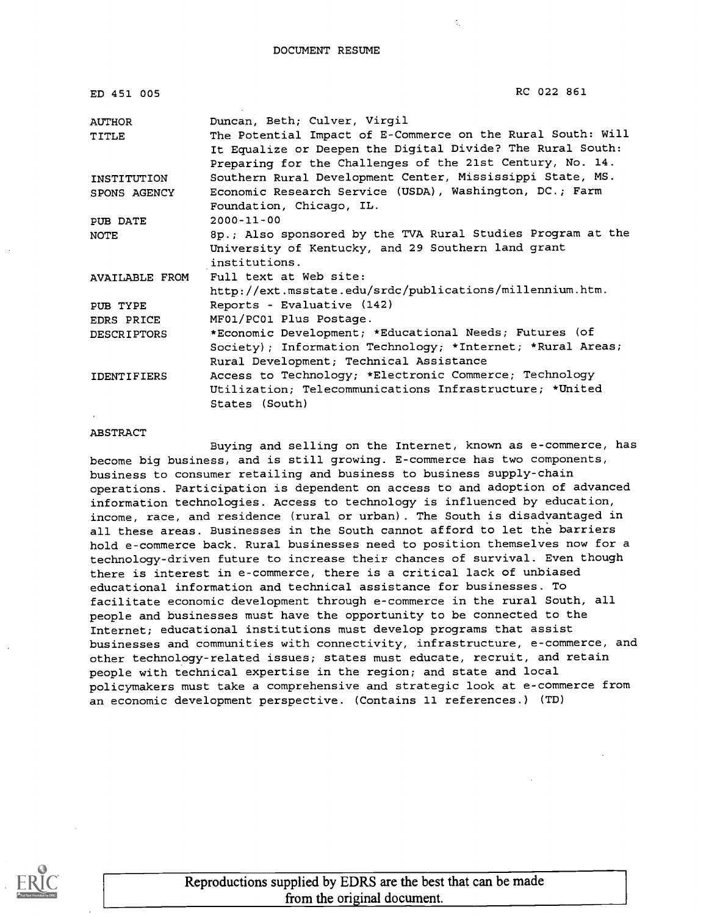DOCUMENT RESUME

| ED 451 005 | RC 022 861 |
|---|---|
| AUTHOR | Duncan, Beth; Culver, Virgil |
| TITLE | The Potential Impact of E-Commerce on the Rural South: Will It Equalize or Deepen the Digital Divide? The Rural South: Preparing for the Challenges of the 21st Century, No. 14. |
| INSTITUTION | Southern Rural Development Center, Mississippi State, MS. |
| SPONS AGENCY | Economic Research Service (USDA), Washington, DC.; Farm Foundation, Chicago, IL. |
| PUB DATE | 2000-11-00 |
| NOTE | 8p.; Also sponsored by the TVA Rural Studies Program at the University of Kentucky, and 29 Southern land grant institutions. |
| AVAILABLE FROM | Full text at Web site: http://ext.msstate.edu/srdc/publications/millennium.htm. |
| PUB TYPE | Reports - Evaluative (142) |
| EDRS PRICE | MF01/PC01 Plus Postage. |
| DESCRIPTORS | *Economic Development; *Educational Needs; Futures (of Society); Information Technology; *Internet; *Rural Areas; Rural Development; Technical Assistance |
| IDENTIFIERS | Access to Technology; *Electronic Commerce; Technology Utilization; Telecommunications Infrastructure; *United States (South) |

ABSTRACT

Buying and selling on the Internet, known as e-commerce, has become big business, and is still growing. E-commerce has two components, business to consumer retailing and business to business supply-chain operations. Participation is dependent on access to and adoption of advanced information technologies. Access to technology is influenced by education, income, race, and residence (rural or urban). The South is disadvantaged in all these areas. Businesses in the South cannot afford to let the barriers hold e-commerce back. Rural businesses need to position themselves now for a technology-driven future to increase their chances of survival. Even though there is interest in e-commerce, there is a critical lack of unbiased educational information and technical assistance for businesses. To facilitate economic development through e-commerce in the rural South, all people and businesses must have the opportunity to be connected to the Internet; educational institutions must develop programs that assist businesses and communities with connectivity, infrastructure, e-commerce, and other technology-related issues; states must educate, recruit, and retain people with technical expertise in the region; and state and local policymakers must take a comprehensive and strategic look at e-commerce from an economic development perspective. (Contains 11 references.) (TD)

Reproductions supplied by EDRS are the best that can be made from the original document.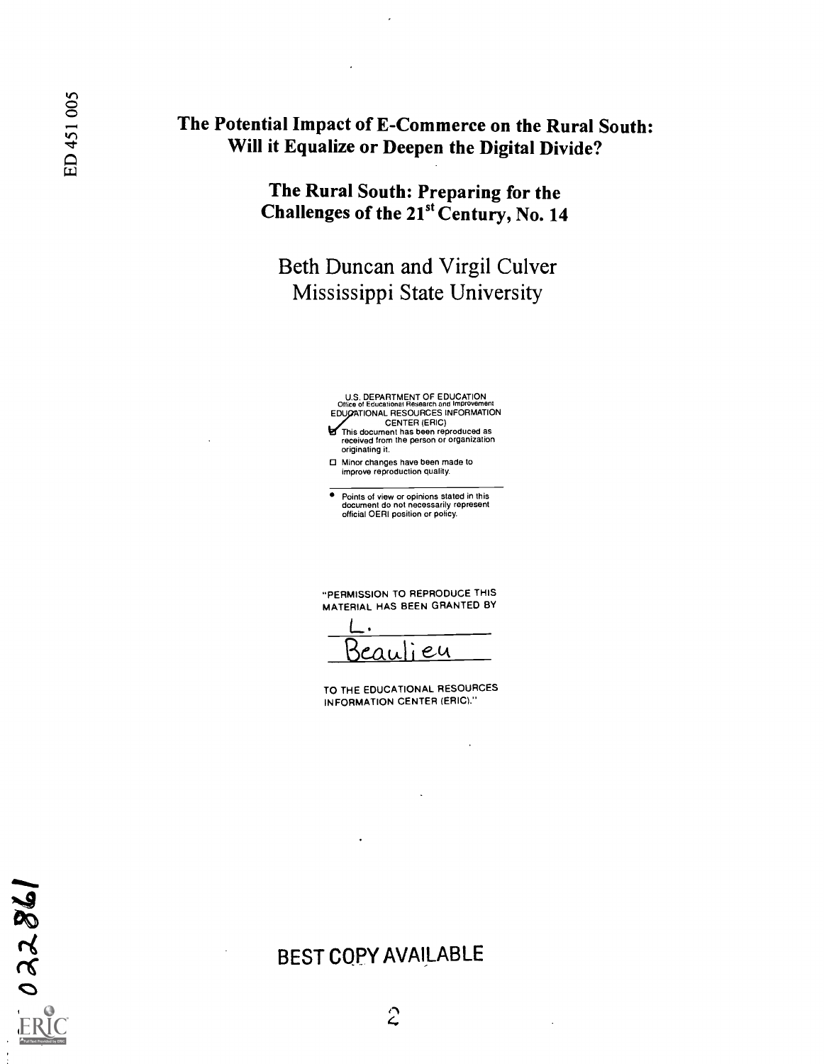ED 451 005

# The Potential Impact of E-Commerce on the Rural South: Will it Equalize or Deepen the Digital Divide?

## The Rural South: Preparing for the Challenges of the 21st Century, No. 14

Beth Duncan and Virgil Culver
Mississippi State University

U.S. DEPARTMENT OF EDUCATION
Office of Educational Research and Improvement
EDUCATIONAL RESOURCES INFORMATION CENTER (ERIC)

☑ This document has been reproduced as received from the person or organization originating it.

☐ Minor changes have been made to improve reproduction quality.

- Points of view or opinions stated in this document do not necessarily represent official OERI position or policy.

"PERMISSION TO REPRODUCE THIS MATERIAL HAS BEEN GRANTED BY

L. Beaulieu

TO THE EDUCATIONAL RESOURCES INFORMATION CENTER (ERIC)."

BEST COPY AVAILABLE

022861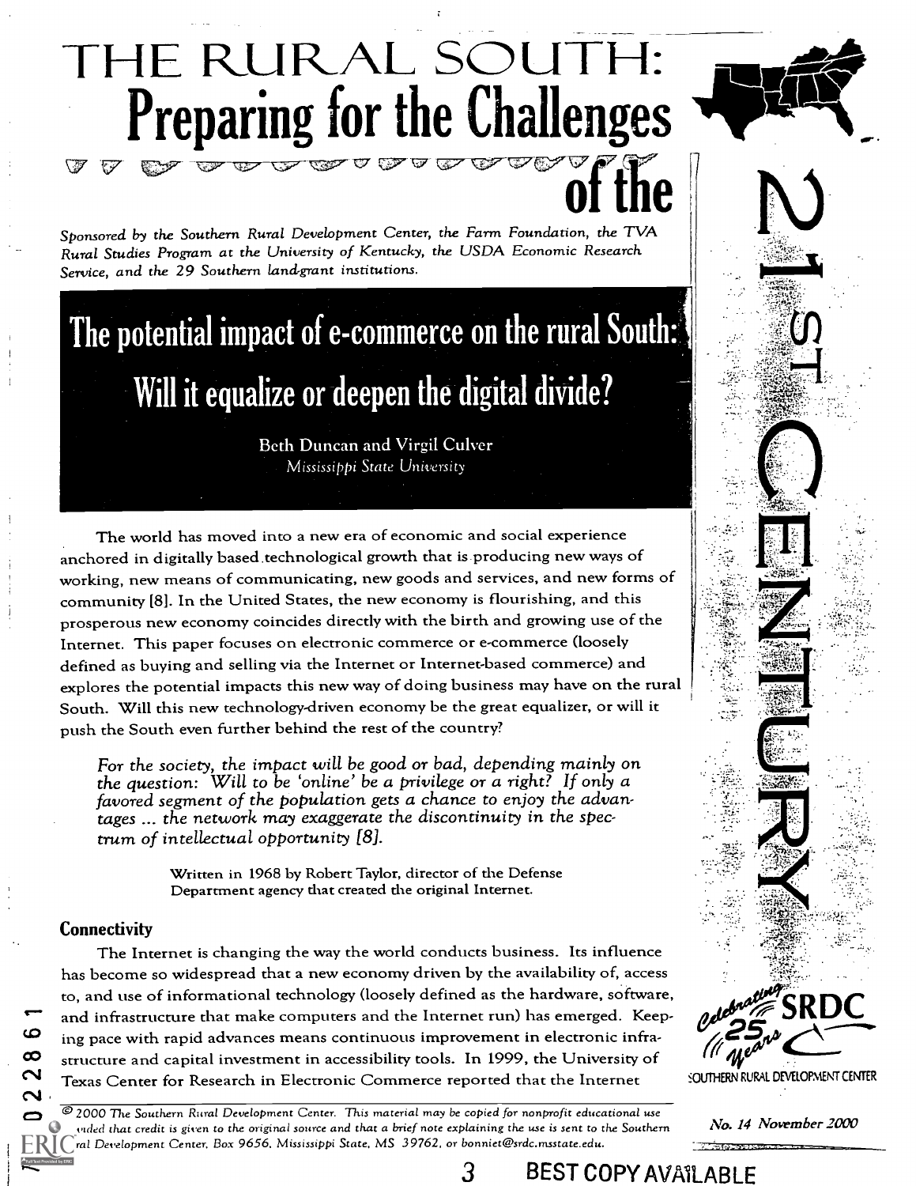# THE RURAL SOUTH: Preparing for the Challenges of the 21ST CENTURY

*Sponsored by the Southern Rural Development Center, the Farm Foundation, the TVA Rural Studies Program at the University of Kentucky, the USDA Economic Research Service, and the 29 Southern land-grant institutions.*

## The potential impact of e-commerce on the rural South: Will it equalize or deepen the digital divide?

Beth Duncan and Virgil Culver
*Mississippi State University*

The world has moved into a new era of economic and social experience anchored in digitally based technological growth that is producing new ways of working, new means of communicating, new goods and services, and new forms of community [8]. In the United States, the new economy is flourishing, and this prosperous new economy coincides directly with the birth and growing use of the Internet. This paper focuses on electronic commerce or e-commerce (loosely defined as buying and selling via the Internet or Internet-based commerce) and explores the potential impacts this new way of doing business may have on the rural South. Will this new technology-driven economy be the great equalizer, or will it push the South even further behind the rest of the country?

> *For the society, the impact will be good or bad, depending mainly on the question: Will to be 'online' be a privilege or a right? If only a favored segment of the population gets a chance to enjoy the advantages ... the network may exaggerate the discontinuity in the spectrum of intellectual opportunity [8].*
>
> Written in 1968 by Robert Taylor, director of the Defense Department agency that created the original Internet.

### Connectivity

The Internet is changing the way the world conducts business. Its influence has become so widespread that a new economy driven by the availability of, access to, and use of informational technology (loosely defined as the hardware, software, and infrastructure that make computers and the Internet run) has emerged. Keeping pace with rapid advances means continuous improvement in electronic infrastructure and capital investment in accessibility tools. In 1999, the University of Texas Center for Research in Electronic Commerce reported that the Internet

© 2000 The Southern Rural Development Center. This material may be copied for nonprofit educational use provided that credit is given to the original source and that a brief note explaining the use is sent to the Southern Rural Development Center, Box 9656, Mississippi State, MS 39762, or bonniet@srdc.msstate.edu.

Celebrating 25 Years SRDC Southern Rural Development Center

No. 14 November 2000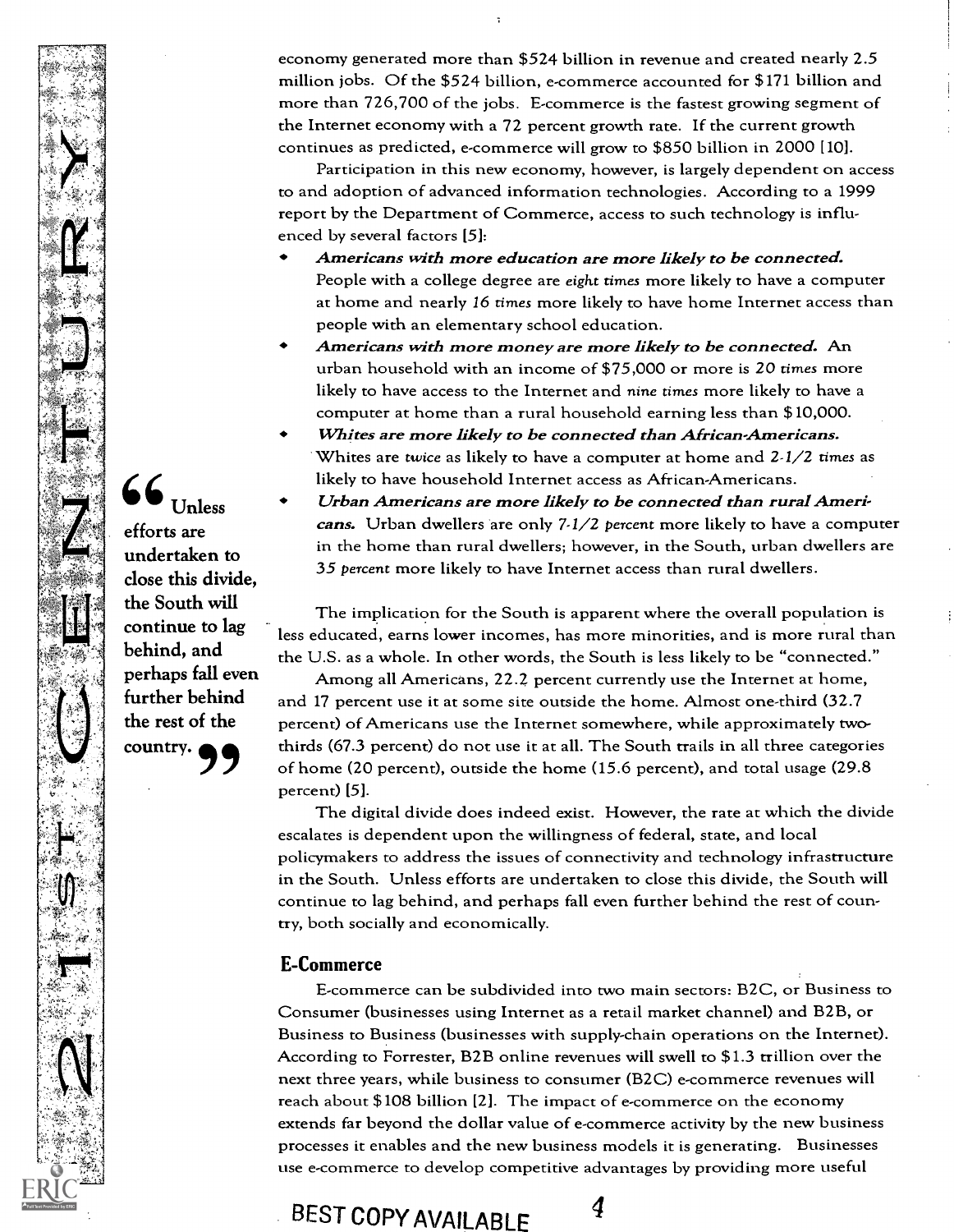economy generated more than $524 billion in revenue and created nearly 2.5 million jobs. Of the $524 billion, e-commerce accounted for $171 billion and more than 726,700 of the jobs. E-commerce is the fastest growing segment of the Internet economy with a 72 percent growth rate. If the current growth continues as predicted, e-commerce will grow to $850 billion in 2000 [10].

Participation in this new economy, however, is largely dependent on access to and adoption of advanced information technologies. According to a 1999 report by the Department of Commerce, access to such technology is influenced by several factors [5]:

- ***Americans with more education are more likely to be connected.*** People with a college degree are *eight times* more likely to have a computer at home and nearly *16 times* more likely to have home Internet access than people with an elementary school education.
- ***Americans with more money are more likely to be connected.*** An urban household with an income of $75,000 or more is *20 times* more likely to have access to the Internet and *nine times* more likely to have a computer at home than a rural household earning less than $10,000.
- ***Whites are more likely to be connected than African-Americans.*** Whites are *twice* as likely to have a computer at home and *2-1/2 times* as likely to have household Internet access as African-Americans.
- ***Urban Americans are more likely to be connected than rural Americans.*** Urban dwellers are only *7-1/2 percent* more likely to have a computer in the home than rural dwellers; however, in the South, urban dwellers are *35 percent* more likely to have Internet access than rural dwellers.

> **"Unless efforts are undertaken to close this divide, the South will continue to lag behind, and perhaps fall even further behind the rest of the country."**

The implication for the South is apparent where the overall population is less educated, earns lower incomes, has more minorities, and is more rural than the U.S. as a whole. In other words, the South is less likely to be "connected."

Among all Americans, 22.2 percent currently use the Internet at home, and 17 percent use it at some site outside the home. Almost one-third (32.7 percent) of Americans use the Internet somewhere, while approximately two-thirds (67.3 percent) do not use it at all. The South trails in all three categories of home (20 percent), outside the home (15.6 percent), and total usage (29.8 percent) [5].

The digital divide does indeed exist. However, the rate at which the divide escalates is dependent upon the willingness of federal, state, and local policymakers to address the issues of connectivity and technology infrastructure in the South. Unless efforts are undertaken to close this divide, the South will continue to lag behind, and perhaps fall even further behind the rest of country, both socially and economically.

## E-Commerce

E-commerce can be subdivided into two main sectors: B2C, or Business to Consumer (businesses using Internet as a retail market channel) and B2B, or Business to Business (businesses with supply-chain operations on the Internet). According to Forrester, B2B online revenues will swell to $1.3 trillion over the next three years, while business to consumer (B2C) e-commerce revenues will reach about $108 billion [2]. The impact of e-commerce on the economy extends far beyond the dollar value of e-commerce activity by the new business processes it enables and the new business models it is generating. Businesses use e-commerce to develop competitive advantages by providing more useful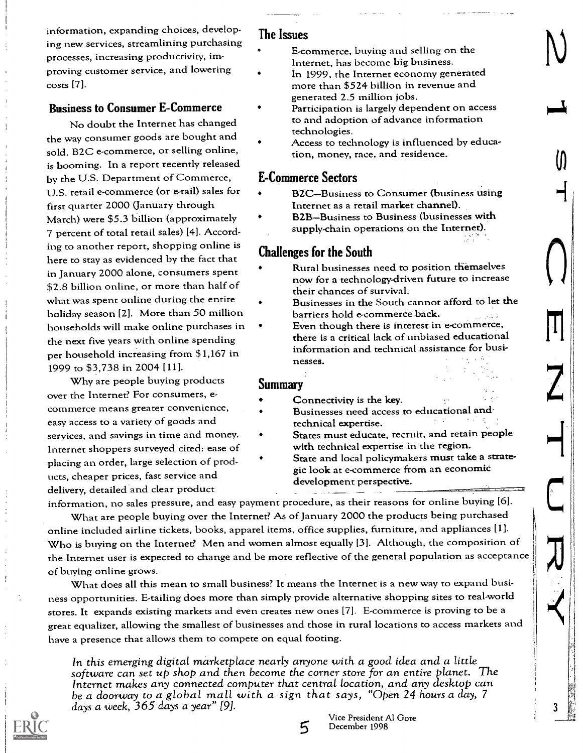information, expanding choices, developing new services, streamlining purchasing processes, increasing productivity, improving customer service, and lowering costs [7].

## Business to Consumer E-Commerce

No doubt the Internet has changed the way consumer goods are bought and sold. B2C e-commerce, or selling online, is booming. In a report recently released by the U.S. Department of Commerce, U.S. retail e-commerce (or e-tail) sales for first quarter 2000 (January through March) were $5.3 billion (approximately 7 percent of total retail sales) [4]. According to another report, shopping online is here to stay as evidenced by the fact that in January 2000 alone, consumers spent $2.8 billion online, or more than half of what was spent online during the entire holiday season [2]. More than 50 million households will make online purchases in the next five years with online spending per household increasing from $1,167 in 1999 to $3,738 in 2004 [11].

Why are people buying products over the Internet? For consumers, e-commerce means greater convenience, easy access to a variety of goods and services, and savings in time and money. Internet shoppers surveyed cited: ease of placing an order, large selection of products, cheaper prices, fast service and delivery, detailed and clear product information, no sales pressure, and easy payment procedure, as their reasons for online buying [6].

What are people buying over the Internet? As of January 2000 the products being purchased online included airline tickets, books, apparel items, office supplies, furniture, and appliances [1]. Who is buying on the Internet? Men and women almost equally [3]. Although, the composition of the Internet user is expected to change and be more reflective of the general population as acceptance of buying online grows.

What does all this mean to small business? It means the Internet is a new way to expand business opportunities. E-tailing does more than simply provide alternative shopping sites to real-world stores. It expands existing markets and even creates new ones [7]. E-commerce is proving to be a great equalizer, allowing the smallest of businesses and those in rural locations to access markets and have a presence that allows them to compete on equal footing.

*In this emerging digital marketplace nearly anyone with a good idea and a little software can set up shop and then become the corner store for an entire planet. The Internet makes any connected computer that central location, and any desktop can be a doorway to a global mall with a sign that says, "Open 24 hours a day, 7 days a week, 365 days a year" [9].*

Vice President Al Gore
December 1998

## The Issues

- E-commerce, buying and selling on the Internet, has become big business.
- In 1999, the Internet economy generated more than $524 billion in revenue and generated 2.5 million jobs.
- Participation is largely dependent on access to and adoption of advance information technologies.
- Access to technology is influenced by education, money, race, and residence.

## E-Commerce Sectors

- B2C—Business to Consumer (business using Internet as a retail market channel).
- B2B—Business to Business (businesses with supply-chain operations on the Internet).

## Challenges for the South

- Rural businesses need to position themselves now for a technology-driven future to increase their chances of survival.
- Businesses in the South cannot afford to let the barriers hold e-commerce back.
- Even though there is interest in e-commerce, there is a critical lack of unbiased educational information and technical assistance for businesses.

## Summary

- Connectivity is the key.
- Businesses need access to educational and technical expertise.
- States must educate, recruit, and retain people with technical expertise in the region.
- State and local policymakers must take a strategic look at e-commerce from an economic development perspective.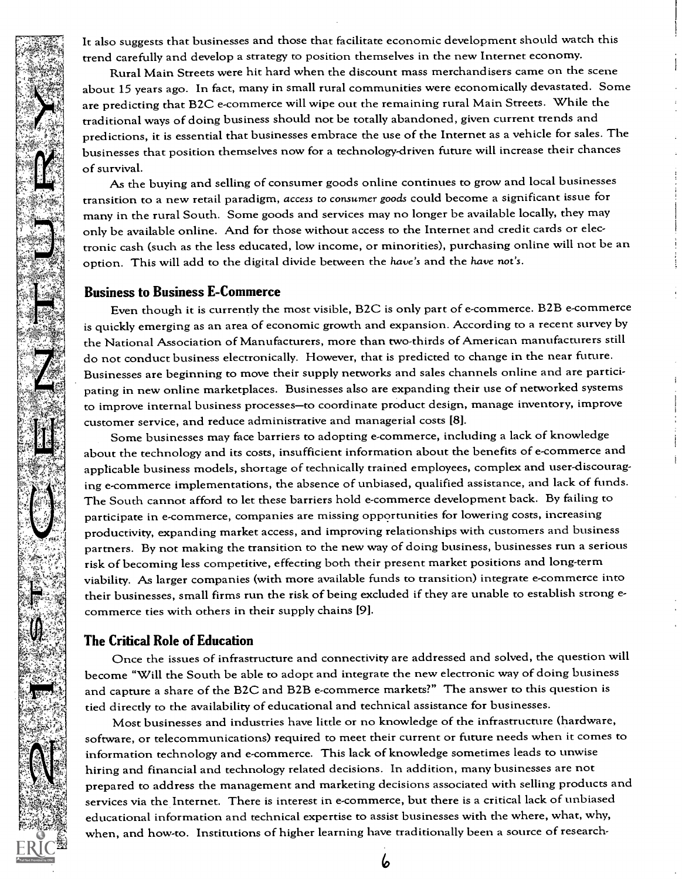It also suggests that businesses and those that facilitate economic development should watch this trend carefully and develop a strategy to position themselves in the new Internet economy.

Rural Main Streets were hit hard when the discount mass merchandisers came on the scene about 15 years ago. In fact, many in small rural communities were economically devastated. Some are predicting that B2C e-commerce will wipe out the remaining rural Main Streets. While the traditional ways of doing business should not be totally abandoned, given current trends and predictions, it is essential that businesses embrace the use of the Internet as a vehicle for sales. The businesses that position themselves now for a technology-driven future will increase their chances of survival.

As the buying and selling of consumer goods online continues to grow and local businesses transition to a new retail paradigm, *access to consumer goods* could become a significant issue for many in the rural South. Some goods and services may no longer be available locally, they may only be available online. And for those without access to the Internet and credit cards or electronic cash (such as the less educated, low income, or minorities), purchasing online will not be an option. This will add to the digital divide between the *have's* and the *have not's*.

## Business to Business E-Commerce

Even though it is currently the most visible, B2C is only part of e-commerce. B2B e-commerce is quickly emerging as an area of economic growth and expansion. According to a recent survey by the National Association of Manufacturers, more than two-thirds of American manufacturers still do not conduct business electronically. However, that is predicted to change in the near future. Businesses are beginning to move their supply networks and sales channels online and are participating in new online marketplaces. Businesses also are expanding their use of networked systems to improve internal business processes—to coordinate product design, manage inventory, improve customer service, and reduce administrative and managerial costs [8].

Some businesses may face barriers to adopting e-commerce, including a lack of knowledge about the technology and its costs, insufficient information about the benefits of e-commerce and applicable business models, shortage of technically trained employees, complex and user-discouraging e-commerce implementations, the absence of unbiased, qualified assistance, and lack of funds. The South cannot afford to let these barriers hold e-commerce development back. By failing to participate in e-commerce, companies are missing opportunities for lowering costs, increasing productivity, expanding market access, and improving relationships with customers and business partners. By not making the transition to the new way of doing business, businesses run a serious risk of becoming less competitive, effecting both their present market positions and long-term viability. As larger companies (with more available funds to transition) integrate e-commerce into their businesses, small firms run the risk of being excluded if they are unable to establish strong e-commerce ties with others in their supply chains [9].

## The Critical Role of Education

Once the issues of infrastructure and connectivity are addressed and solved, the question will become "Will the South be able to adopt and integrate the new electronic way of doing business and capture a share of the B2C and B2B e-commerce markets?" The answer to this question is tied directly to the availability of educational and technical assistance for businesses.

Most businesses and industries have little or no knowledge of the infrastructure (hardware, software, or telecommunications) required to meet their current or future needs when it comes to information technology and e-commerce. This lack of knowledge sometimes leads to unwise hiring and financial and technology related decisions. In addition, many businesses are not prepared to address the management and marketing decisions associated with selling products and services via the Internet. There is interest in e-commerce, but there is a critical lack of unbiased educational information and technical expertise to assist businesses with the where, what, why, when, and how-to. Institutions of higher learning have traditionally been a source of research-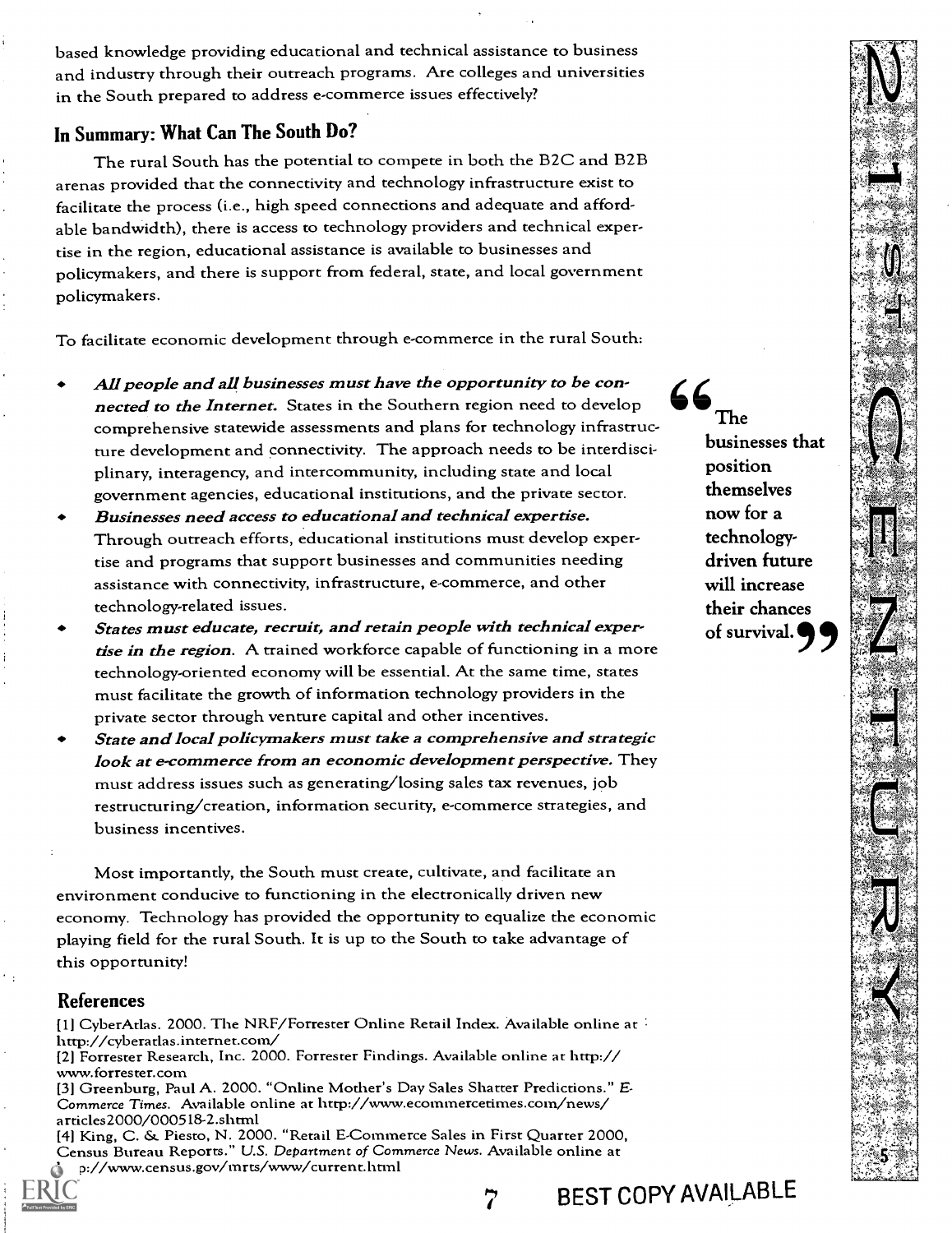based knowledge providing educational and technical assistance to business and industry through their outreach programs. Are colleges and universities in the South prepared to address e-commerce issues effectively?

## In Summary: What Can The South Do?

The rural South has the potential to compete in both the B2C and B2B arenas provided that the connectivity and technology infrastructure exist to facilitate the process (i.e., high speed connections and adequate and affordable bandwidth), there is access to technology providers and technical expertise in the region, educational assistance is available to businesses and policymakers, and there is support from federal, state, and local government policymakers.

To facilitate economic development through e-commerce in the rural South:

- ***All people and all businesses must have the opportunity to be connected to the Internet.*** States in the Southern region need to develop comprehensive statewide assessments and plans for technology infrastructure development and connectivity. The approach needs to be interdisciplinary, interagency, and intercommunity, including state and local government agencies, educational institutions, and the private sector.
- ***Businesses need access to educational and technical expertise.*** Through outreach efforts, educational institutions must develop expertise and programs that support businesses and communities needing assistance with connectivity, infrastructure, e-commerce, and other technology-related issues.
- ***States must educate, recruit, and retain people with technical expertise in the region.*** A trained workforce capable of functioning in a more technology-oriented economy will be essential. At the same time, states must facilitate the growth of information technology providers in the private sector through venture capital and other incentives.
- ***State and local policymakers must take a comprehensive and strategic look at e-commerce from an economic development perspective.*** They must address issues such as generating/losing sales tax revenues, job restructuring/creation, information security, e-commerce strategies, and business incentives.

> **"The businesses that position themselves now for a technology-driven future will increase their chances of survival."**

Most importantly, the South must create, cultivate, and facilitate an environment conducive to functioning in the electronically driven new economy. Technology has provided the opportunity to equalize the economic playing field for the rural South. It is up to the South to take advantage of this opportunity!

## References

[1] CyberAtlas. 2000. The NRF/Forrester Online Retail Index. Available online at http://cyberatlas.internet.com/

[2] Forrester Research, Inc. 2000. Forrester Findings. Available online at http://www.forrester.com

[3] Greenburg, Paul A. 2000. "Online Mother's Day Sales Shatter Predictions." *E-Commerce Times*. Available online at http://www.ecommercetimes.com/news/articles2000/000518-2.shtml

[4] King, C. & Piesto, N. 2000. "Retail E-Commerce Sales in First Quarter 2000, Census Bureau Reports." *U.S. Department of Commerce News*. Available online at http://www.census.gov/mrts/www/current.html

BEST COPY AVAILABLE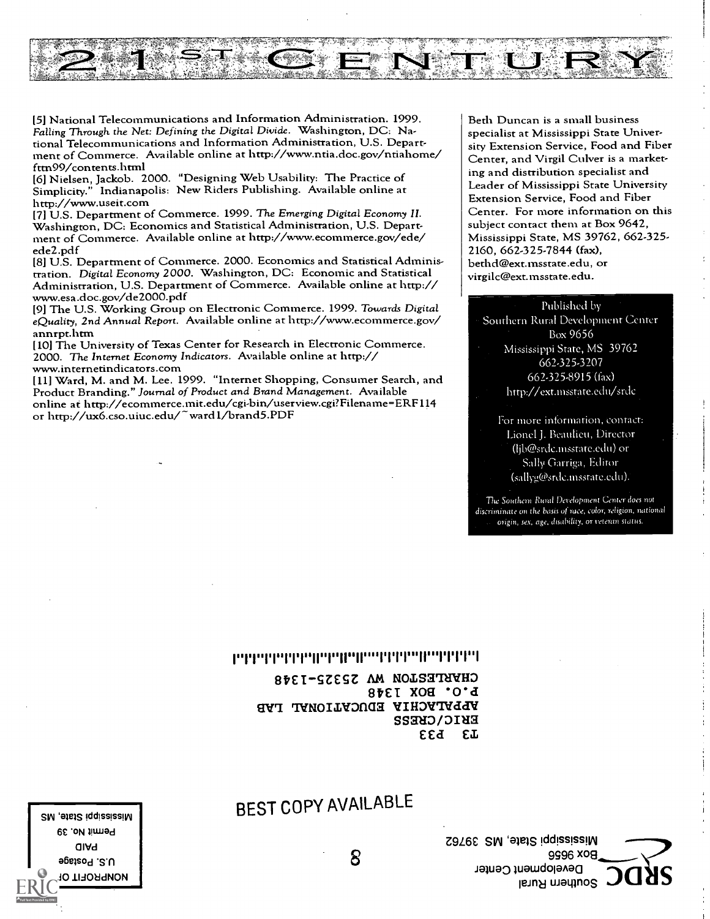[5] National Telecommunications and Information Administration. 1999. *Falling Through the Net: Defining the Digital Divide.* Washington, DC: National Telecommunications and Information Administration, U.S. Department of Commerce. Available online at http://www.ntia.doc.gov/ntiahome/ftn99/contents.html

[6] Nielsen, Jackob. 2000. "Designing Web Usability: The Practice of Simplicity." Indianapolis: New Riders Publishing. Available online at http://www.useit.com

[7] U.S. Department of Commerce. 1999. *The Emerging Digital Economy II.* Washington, DC: Economics and Statistical Administration, U.S. Department of Commerce. Available online at http://www.ecommerce.gov/ede/ede2.pdf

[8] U.S. Department of Commerce. 2000. Economics and Statistical Administration. *Digital Economy 2000.* Washington, DC: Economic and Statistical Administration, U.S. Department of Commerce. Available online at http://www.esa.doc.gov/de2000.pdf

[9] The U.S. Working Group on Electronic Commerce. 1999. *Towards Digital eQuality, 2nd Annual Report.* Available online at http://www.ecommerce.gov/annrpt.htm

[10] The University of Texas Center for Research in Electronic Commerce. 2000. *The Internet Economy Indicators.* Available online at http://www.internetindicators.com

[11] Ward, M. and M. Lee. 1999. "Internet Shopping, Consumer Search, and Product Branding." *Journal of Product and Brand Management.* Available online at http://ecommerce.mit.edu/cgi-bin/userview.cgi?Filename=ERF114 or http://ux6.cso.uiuc.edu/~ward1/brand5.PDF

Beth Duncan is a small business specialist at Mississippi State University Extension Service, Food and Fiber Center, and Virgil Culver is a marketing and distribution specialist and Leader of Mississippi State University Extension Service, Food and Fiber Center. For more information on this subject contact them at Box 9642, Mississippi State, MS 39762, 662-325-2160, 662-325-7844 (fax), bethd@ext.msstate.edu, or virgilc@ext.msstate.edu.

Published by
Southern Rural Development Center
Box 9656
Mississippi State, MS 39762
662-325-3207
662-325-8915 (fax)
http://ext.msstate.edu/srdc

For more information, contact:
Lionel J. Beaulieu, Director
(ljb@srdc.msstate.edu) or
Sally Garriga, Editor
(sallyg@srdc.msstate.edu).

*The Southern Rural Development Center does not discriminate on the basis of race, color, religion, national origin, sex, age, disability, or veteran status.*

SRDC Southern Rural Development Center
Box 9656
Mississippi State, MS 39762

NONPROFIT ORG.
U.S. Postage
PAID
Permit No. 39
Mississippi State, MS

T3 P33
ERIC/CRESS
APPALACHIA EDUCATIONAL LAB
P.O. BOX 1348
CHARLESTON WV 25325-1348

BEST COPY AVAILABLE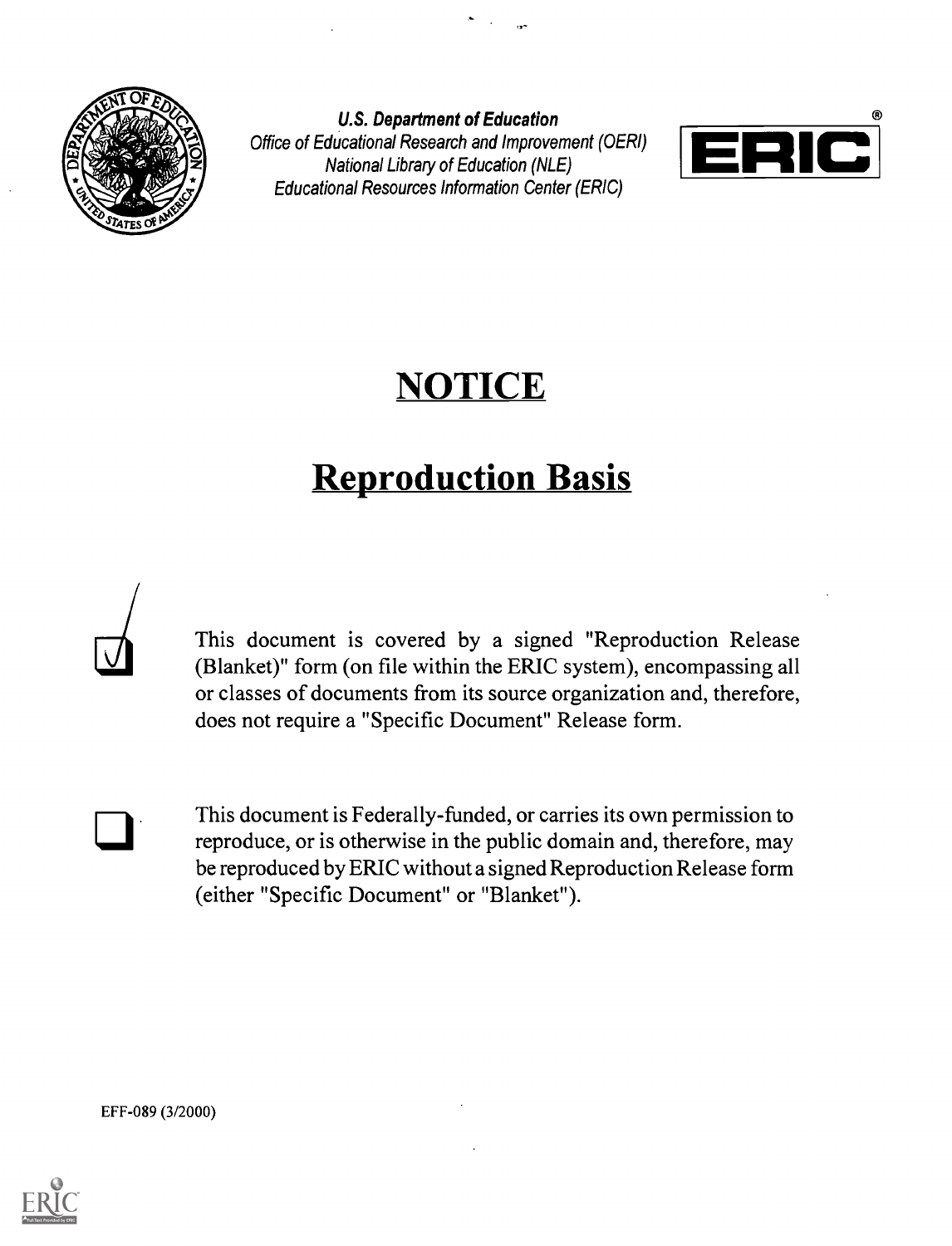**U.S. Department of Education**
*Office of Educational Research and Improvement (OERI)*
*National Library of Education (NLE)*
*Educational Resources Information Center (ERIC)*

ERIC®

# NOTICE

# Reproduction Basis

☑ This document is covered by a signed "Reproduction Release (Blanket)" form (on file within the ERIC system), encompassing all or classes of documents from its source organization and, therefore, does not require a "Specific Document" Release form.

☐ This document is Federally-funded, or carries its own permission to reproduce, or is otherwise in the public domain and, therefore, may be reproduced by ERIC without a signed Reproduction Release form (either "Specific Document" or "Blanket").

EFF-089 (3/2000)